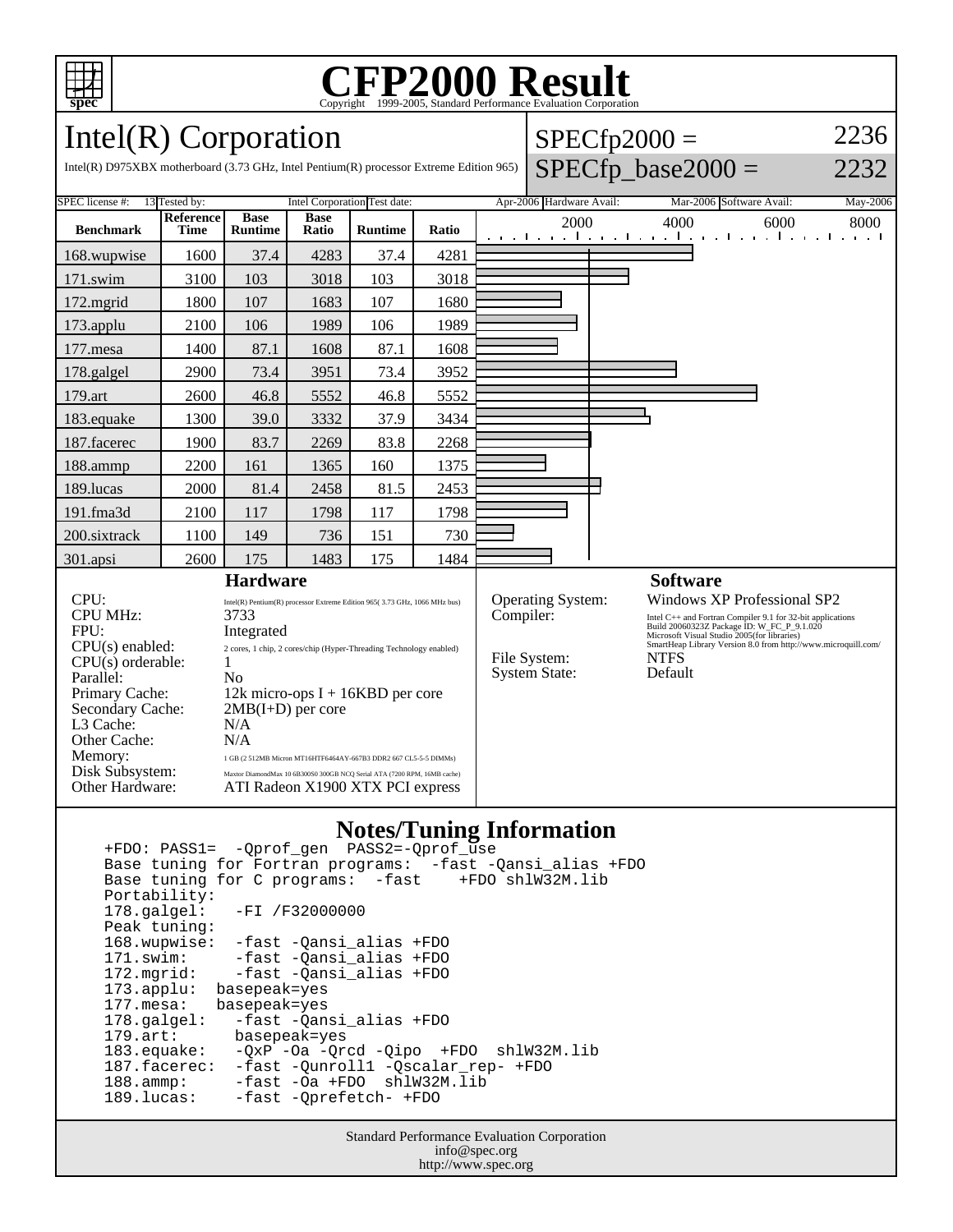# CFP2000 Result

Copyright 1999-2005, Standard Performance Evaluation Corporation

## Intel(R) Corporation

Intel(R) D975XBX motherboard (3.73 GHz, Intel Pentium(R) processor Extreme Edition 965)

SPECfp2000 = 2236

SPECfp_base2000 = 2232

SPEC license #: 13 | Tested by: Intel Corporation | Test date: Apr-2006 | Hardware Avail: Mar-2006 | Software Avail: May-2006

| Benchmark | Reference Time | Base Runtime | Base Ratio | Runtime | Ratio |
|---|---|---|---|---|---|
| 168.wupwise | 1600 | 37.4 | 4283 | 37.4 | 4281 |
| 171.swim | 3100 | 103 | 3018 | 103 | 3018 |
| 172.mgrid | 1800 | 107 | 1683 | 107 | 1680 |
| 173.applu | 2100 | 106 | 1989 | 106 | 1989 |
| 177.mesa | 1400 | 87.1 | 1608 | 87.1 | 1608 |
| 178.galgel | 2900 | 73.4 | 3951 | 73.4 | 3952 |
| 179.art | 2600 | 46.8 | 5552 | 46.8 | 5552 |
| 183.equake | 1300 | 39.0 | 3332 | 37.9 | 3434 |
| 187.facerec | 1900 | 83.7 | 2269 | 83.8 | 2268 |
| 188.ammp | 2200 | 161 | 1365 | 160 | 1375 |
| 189.lucas | 2000 | 81.4 | 2458 | 81.5 | 2453 |
| 191.fma3d | 2100 | 117 | 1798 | 117 | 1798 |
| 200.sixtrack | 1100 | 149 | 736 | 151 | 730 |
| 301.apsi | 2600 | 175 | 1483 | 175 | 1484 |

### Hardware

- CPU: Intel(R) Pentium(R) processor Extreme Edition 965( 3.73 GHz, 1066 MHz bus)
- CPU MHz: 3733
- FPU: Integrated
- CPU(s) enabled: 2 cores, 1 chip, 2 cores/chip (Hyper-Threading Technology enabled)
- CPU(s) orderable: 1
- Parallel: No
- Primary Cache: 12k micro-ops I + 16KBD per core
- Secondary Cache: 2MB(I+D) per core
- L3 Cache: N/A
- Other Cache: N/A
- Memory: 1 GB (2 512MB Micron MT16HTF6464AY-667B3 DDR2 667 CL5-5-5 DIMMs)
- Disk Subsystem: Maxtor DiamondMax 10 6B300S0 300GB NCQ Serial ATA (7200 RPM, 16MB cache)
- Other Hardware: ATI Radeon X1900 XTX PCI express

### Software

- Operating System: Windows XP Professional SP2
- Compiler: Intel C++ and Fortran Compiler 9.1 for 32-bit applications Build 20060323Z Package ID: W_FC_P_9.1.020 Microsoft Visual Studio 2005(for libraries) SmartHeap Library Version 8.0 from http://www.microquill.com/
- File System: NTFS
- System State: Default

### Notes/Tuning Information

```
+FDO: PASS1=  -Qprof_gen  PASS2=-Qprof_use
Base tuning for Fortran programs:  -fast -Qansi_alias +FDO
Base tuning for C programs:  -fast    +FDO shlW32M.lib
Portability:
178.galgel:   -FI /F32000000
Peak tuning:
168.wupwise:  -fast -Qansi_alias +FDO
171.swim:     -fast -Qansi_alias +FDO
172.mgrid:    -fast -Qansi_alias +FDO
173.applu:  basepeak=yes
177.mesa:   basepeak=yes
178.galgel:   -fast -Qansi_alias +FDO
179.art:      basepeak=yes
183.equake:   -QxP -Oa -Qrcd -Qipo  +FDO  shlW32M.lib
187.facerec:  -fast -Qunroll1 -Qscalar_rep- +FDO
188.ammp:     -fast -Oa +FDO  shlW32M.lib
189.lucas:    -fast -Qprefetch- +FDO
```

Standard Performance Evaluation Corporation
info@spec.org
http://www.spec.org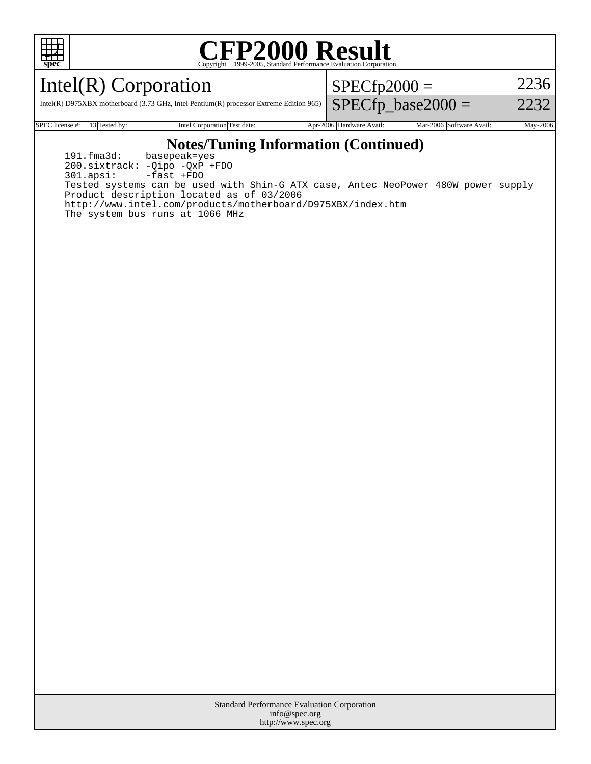# CFP2000 Result

Copyright 1999-2005, Standard Performance Evaluation Corporation

## Intel(R) Corporation

Intel(R) D975XBX motherboard (3.73 GHz, Intel Pentium(R) processor Extreme Edition 965)

SPECfp2000 = 2236

SPECfp_base2000 = 2232

| SPEC license #: | 13 | Tested by: | Intel Corporation | Test date: | Apr-2006 | Hardware Avail: | Mar-2006 | Software Avail: | May-2006 |
|---|---|---|---|---|---|---|---|---|---|

### Notes/Tuning Information (Continued)

```
191.fma3d:    basepeak=yes
200.sixtrack: -Qipo -QxP +FDO
301.apsi:     -fast +FDO
Tested systems can be used with Shin-G ATX case, Antec NeoPower 480W power supply
Product description located as of 03/2006
http://www.intel.com/products/motherboard/D975XBX/index.htm
The system bus runs at 1066 MHz
```

Standard Performance Evaluation Corporation
info@spec.org
http://www.spec.org